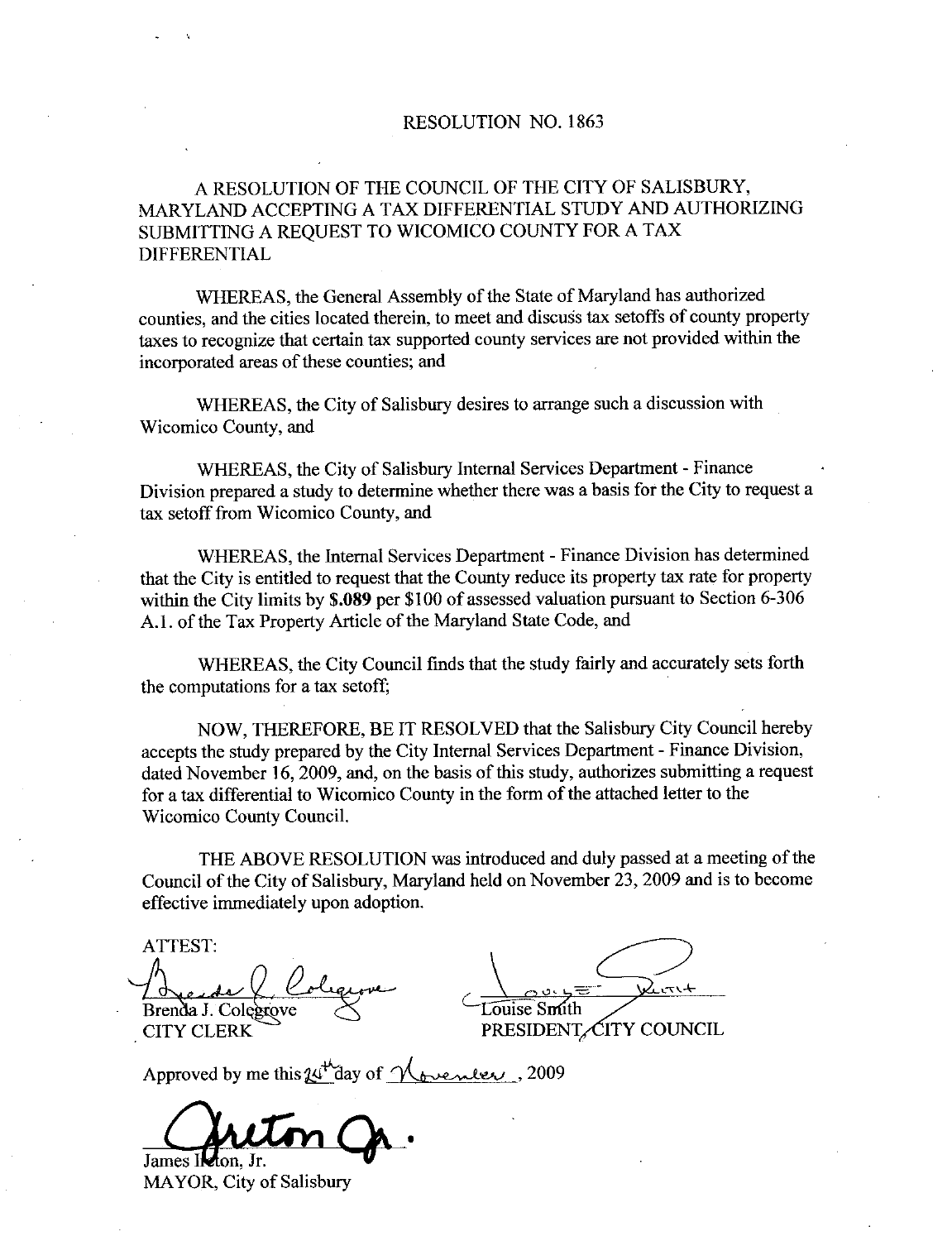RESOLUTION NO. 1863

A RESOLUTION OF THE COUNCIL OF THE CITY OF SALISBURY, MARYLAND ACCEPTING A TAX DIFFERENTIAL STUDY AND AUTHORIZING SUBMITTING A REQUEST TO WICOMICO COUNTY FOR A TAX DIFFERENTIAL

WHEREAS, the General Assembly of the State of Maryland has authorized counties, and the cities located therein, to meet and discuss tax setoffs of county property taxes to recognize that certain tax supported county services are not provided within the incorporated areas of these counties; and

WHEREAS, the City of Salisbury desires to arrange such a discussion with Wicomico County, and

WHEREAS, the City of Salisbury Internal Services Department - Finance Division prepared a study to determine whether there was a basis for the City to request a tax setoff from Wicomico County, and

WHEREAS, the Internal Services Department - Finance Division has determined that the City is entitled to request that the County reduce its property tax rate for property within the City limits by **$.089** per $100 of assessed valuation pursuant to Section 6-306 A.1. of the Tax Property Article of the Maryland State Code, and

WHEREAS, the City Council finds that the study fairly and accurately sets forth the computations for a tax setoff;

NOW, THEREFORE, BE IT RESOLVED that the Salisbury City Council hereby accepts the study prepared by the City Internal Services Department - Finance Division, dated November 16, 2009, and, on the basis of this study, authorizes submitting a request for a tax differential to Wicomico County in the form of the attached letter to the Wicomico County Council.

THE ABOVE RESOLUTION was introduced and duly passed at a meeting of the Council of the City of Salisbury, Maryland held on November 23, 2009 and is to become effective immediately upon adoption.

ATTEST:

Brenda J. Colegrove
CITY CLERK

Louise Smith
PRESIDENT, CITY COUNCIL

Approved by me this 24th day of November, 2009

James Ireton, Jr.
MAYOR, City of Salisbury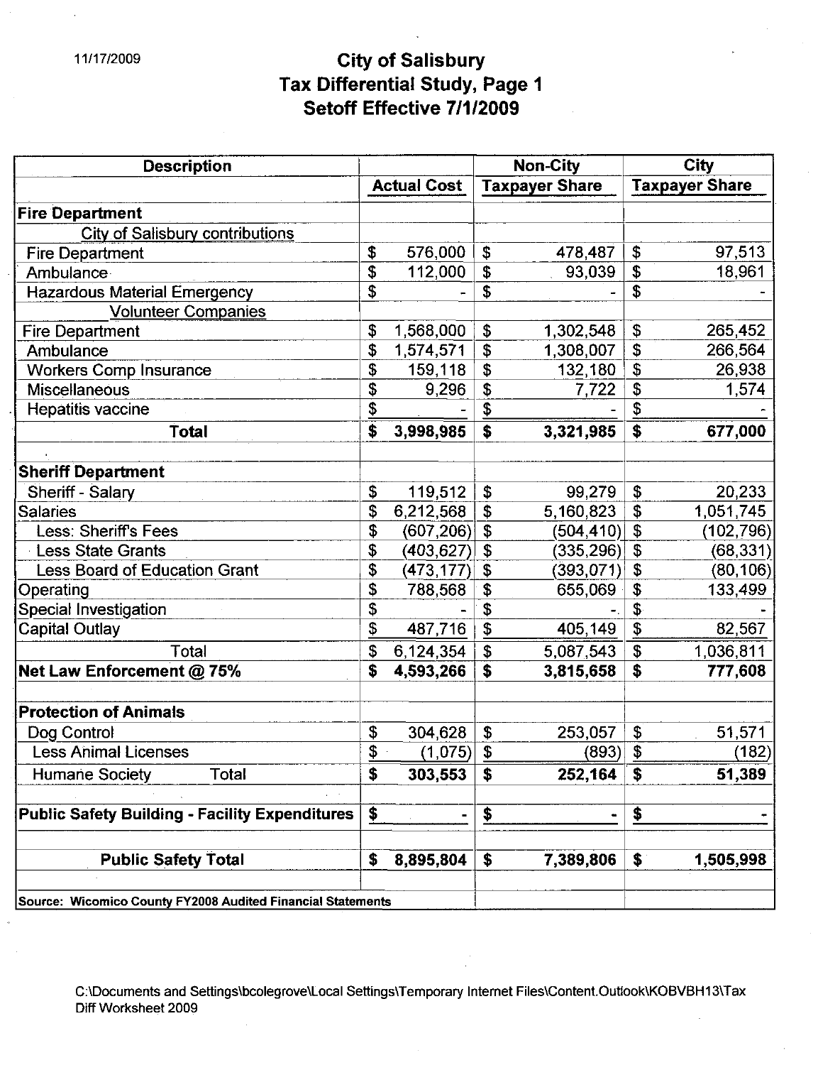11/17/2009

# City of Salisbury
## Tax Differential Study, Page 1
## Setoff Effective 7/1/2009

| Description | Actual Cost | Non-City Taxpayer Share | City Taxpayer Share |
|---|---|---|---|
| **Fire Department** | | | |
| City of Salisbury contributions | | | |
| Fire Department | $ 576,000 | $ 478,487 | $ 97,513 |
| Ambulance | $ 112,000 | $ 93,039 | $ 18,961 |
| Hazardous Material Emergency | $ - | $ - | $ - |
| Volunteer Companies | | | |
| Fire Department | $ 1,568,000 | $ 1,302,548 | $ 265,452 |
| Ambulance | $ 1,574,571 | $ 1,308,007 | $ 266,564 |
| Workers Comp Insurance | $ 159,118 | $ 132,180 | $ 26,938 |
| Miscellaneous | $ 9,296 | $ 7,722 | $ 1,574 |
| Hepatitis vaccine | $ - | $ - | $ - |
| **Total** | **$ 3,998,985** | **$ 3,321,985** | **$ 677,000** |
| | | | |
| **Sheriff Department** | | | |
| Sheriff - Salary | $ 119,512 | $ 99,279 | $ 20,233 |
| Salaries | $ 6,212,568 | $ 5,160,823 | $ 1,051,745 |
| Less: Sheriff's Fees | $ (607,206) | $ (504,410) | $ (102,796) |
| Less State Grants | $ (403,627) | $ (335,296) | $ (68,331) |
| Less Board of Education Grant | $ (473,177) | $ (393,071) | $ (80,106) |
| Operating | $ 788,568 | $ 655,069 | $ 133,499 |
| Special Investigation | $ - | $ - | $ - |
| Capital Outlay | $ 487,716 | $ 405,149 | $ 82,567 |
| Total | $ 6,124,354 | $ 5,087,543 | $ 1,036,811 |
| **Net Law Enforcement @ 75%** | **$ 4,593,266** | **$ 3,815,658** | **$ 777,608** |
| | | | |
| **Protection of Animals** | | | |
| Dog Control | $ 304,628 | $ 253,057 | $ 51,571 |
| Less Animal Licenses | $ (1,075) | $ (893) | $ (182) |
| Humane Society Total | **$ 303,553** | **$ 252,164** | **$ 51,389** |
| | | | |
| **Public Safety Building - Facility Expenditures** | **$ -** | **$ -** | **$ -** |
| | | | |
| **Public Safety Total** | **$ 8,895,804** | **$ 7,389,806** | **$ 1,505,998** |

**Source: Wicomico County FY2008 Audited Financial Statements**

C:\Documents and Settings\bcolegrove\Local Settings\Temporary Internet Files\Content.Outlook\KOBVBH13\Tax Diff Worksheet 2009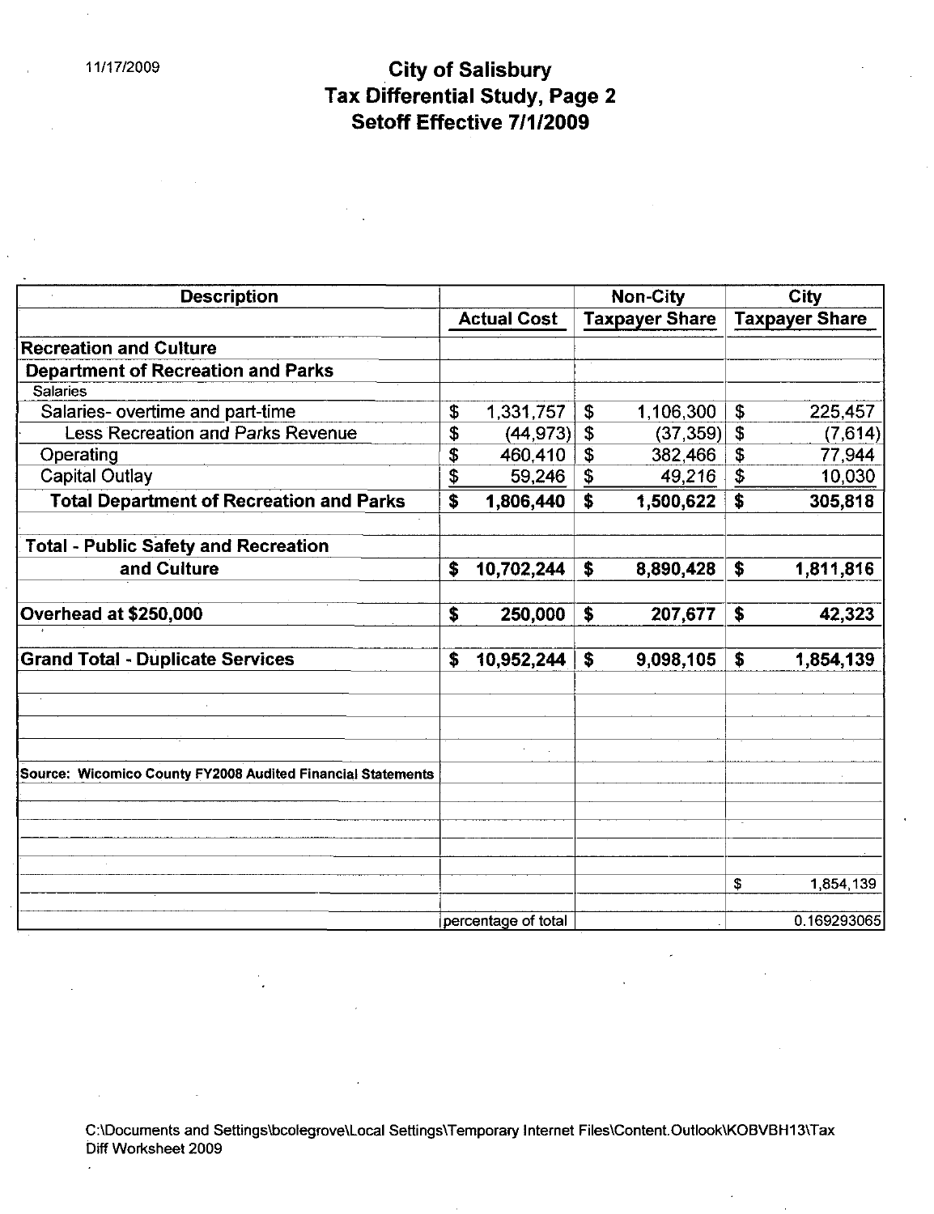11/17/2009

# City of Salisbury
## Tax Differential Study, Page 2
## Setoff Effective 7/1/2009

| Description | Actual Cost | Non-City Taxpayer Share | City Taxpayer Share |
|---|---|---|---|
| **Recreation and Culture** | | | |
| **Department of Recreation and Parks** | | | |
| Salaries | | | |
| Salaries- overtime and part-time | $ 1,331,757 | $ 1,106,300 | $ 225,457 |
| Less Recreation and Parks Revenue | $ (44,973) | $ (37,359) | $ (7,614) |
| Operating | $ 460,410 | $ 382,466 | $ 77,944 |
| Capital Outlay | $ 59,246 | $ 49,216 | $ 10,030 |
| **Total Department of Recreation and Parks** | **$ 1,806,440** | **$ 1,500,622** | **$ 305,818** |
| | | | |
| **Total - Public Safety and Recreation and Culture** | **$ 10,702,244** | **$ 8,890,428** | **$ 1,811,816** |
| | | | |
| **Overhead at $250,000** | **$ 250,000** | **$ 207,677** | **$ 42,323** |
| | | | |
| **Grand Total - Duplicate Services** | **$ 10,952,244** | **$ 9,098,105** | **$ 1,854,139** |
| | | | |
| Source: Wicomico County FY2008 Audited Financial Statements | | | |
| | | | |
| | | | $ 1,854,139 |
| | percentage of total | | 0.169293065 |

C:\Documents and Settings\bcolegrove\Local Settings\Temporary Internet Files\Content.Outlook\KOBVBH13\Tax Diff Worksheet 2009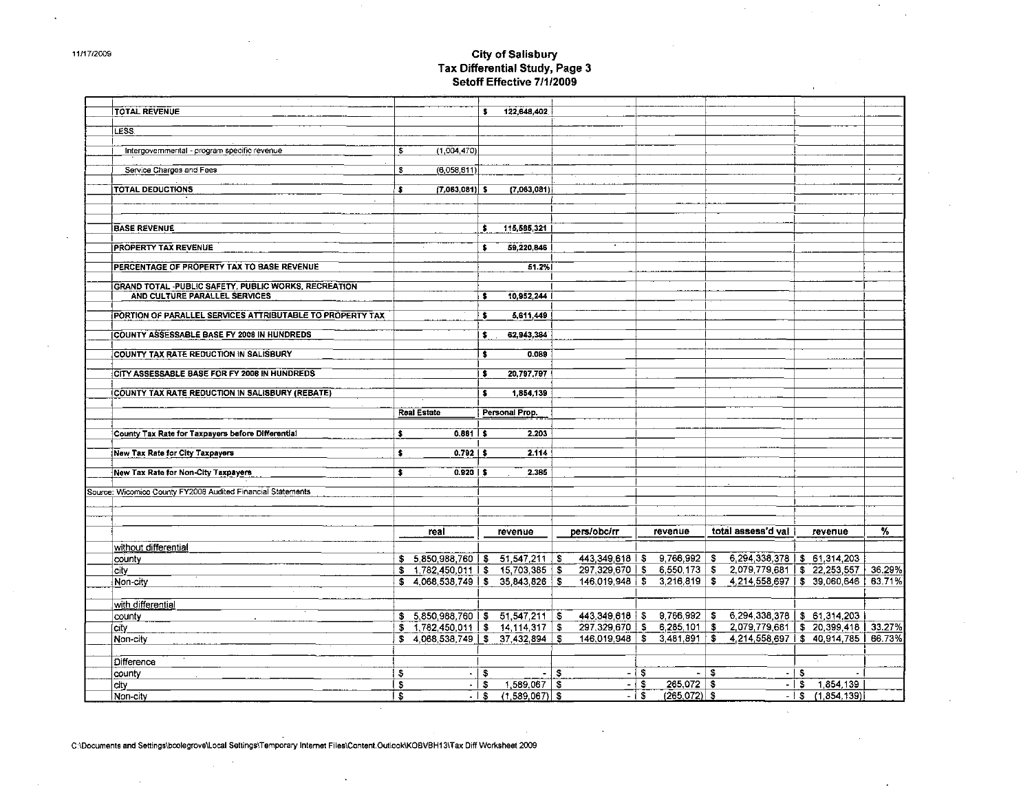# City of Salisbury
## Tax Differential Study, Page 3
### Setoff Effective 7/1/2009

| | | |
|---|---|---|
| **TOTAL REVENUE** | | $ 122,648,402 |
| **LESS** | | |
| Intergovernmental - program specific revenue | $ (1,004,470) | |
| Service Charges and Fees | $ (6,058,611) | |
| **TOTAL DEDUCTIONS** | $ (7,063,081) | $ (7,063,081) |
| **BASE REVENUE** | | $ 115,585,321 |
| **PROPERTY TAX REVENUE** | | $ 59,220,846 |
| **PERCENTAGE OF PROPERTY TAX TO BASE REVENUE** | | 51.2% |
| **GRAND TOTAL -PUBLIC SAFETY, PUBLIC WORKS, RECREATION AND CULTURE PARALLEL SERVICES** | | $ 10,952,244 |
| **PORTION OF PARALLEL SERVICES ATTRIBUTABLE TO PROPERTY TAX** | | $ 5,611,449 |
| **COUNTY ASSESSABLE BASE FY 2008 IN HUNDREDS** | | $ 62,943,384 |
| **COUNTY TAX RATE REDUCTION IN SALISBURY** | | $ 0.089 |
| **CITY ASSESSABLE BASE FOR FY 2008 IN HUNDREDS** | | $ 20,797,797 |
| **COUNTY TAX RATE REDUCTION IN SALISBURY (REBATE)** | | $ 1,854,139 |
| | **Real Estate** | **Personal Prop.** |
| **County Tax Rate for Taxpayers before Differential** | $ 0.881 | $ 2.203 |
| **New Tax Rate for City Taxpayers** | $ 0.792 | $ 2.114 |
| **New Tax Rate for Non-City Taxpayers** | $ 0.920 | $ 2.385 |

Source: Wicomico County FY2008 Audited Financial Statements

| | real | revenue | pers/obc/rr | revenue | total assess'd val | revenue | % |
|---|---|---|---|---|---|---|---|
| without differential | | | | | | | |
| county | $ 5,850,988,760 | $ 51,547,211 | $ 443,349,618 | $ 9,766,992 | $ 6,294,338,378 | $ 61,314,203 | |
| city | $ 1,782,450,011 | $ 15,703,385 | $ 297,329,670 | $ 6,550,173 | $ 2,079,779,681 | $ 22,253,557 | 36.29% |
| Non-city | $ 4,068,538,749 | $ 35,843,826 | $ 146,019,948 | $ 3,216,819 | $ 4,214,558,697 | $ 39,060,646 | 63.71% |
| with differential | | | | | | | |
| county | $ 5,850,988,760 | $ 51,547,211 | $ 443,349,618 | $ 9,766,992 | $ 6,294,338,378 | $ 61,314,203 | |
| city | $ 1,782,450,011 | $ 14,114,317 | $ 297,329,670 | $ 6,285,101 | $ 2,079,779,681 | $ 20,399,418 | 33.27% |
| Non-city | $ 4,068,538,749 | $ 37,432,894 | $ 146,019,948 | $ 3,481,891 | $ 4,214,558,697 | $ 40,914,785 | 66.73% |
| Difference | | | | | | | |
| county | $ - | $ - | $ - | $ - | $ - | $ - | |
| city | $ - | $ 1,589,067 | $ - | $ 265,072 | $ - | $ 1,854,139 | |
| Non-city | $ - | $ (1,589,067) | $ - | $ (265,072) | $ - | $ (1,854,139) | |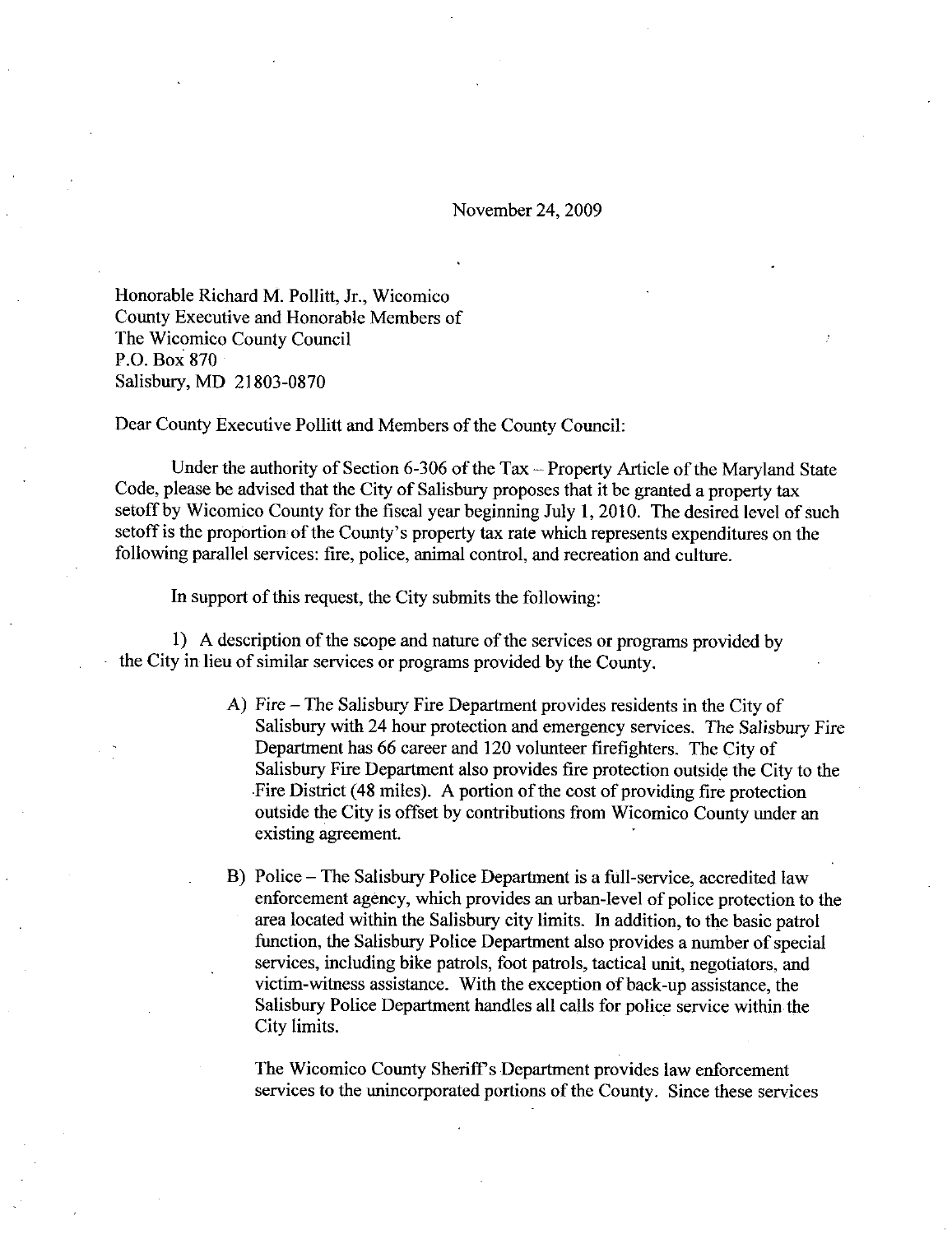November 24, 2009

Honorable Richard M. Pollitt, Jr., Wicomico
County Executive and Honorable Members of
The Wicomico County Council
P.O. Box 870
Salisbury, MD 21803-0870

Dear County Executive Pollitt and Members of the County Council:

Under the authority of Section 6-306 of the Tax – Property Article of the Maryland State Code, please be advised that the City of Salisbury proposes that it be granted a property tax setoff by Wicomico County for the fiscal year beginning July 1, 2010. The desired level of such setoff is the proportion of the County's property tax rate which represents expenditures on the following parallel services: fire, police, animal control, and recreation and culture.

In support of this request, the City submits the following:

1) A description of the scope and nature of the services or programs provided by the City in lieu of similar services or programs provided by the County.

A) Fire – The Salisbury Fire Department provides residents in the City of Salisbury with 24 hour protection and emergency services. The Salisbury Fire Department has 66 career and 120 volunteer firefighters. The City of Salisbury Fire Department also provides fire protection outside the City to the Fire District (48 miles). A portion of the cost of providing fire protection outside the City is offset by contributions from Wicomico County under an existing agreement.

B) Police – The Salisbury Police Department is a full-service, accredited law enforcement agency, which provides an urban-level of police protection to the area located within the Salisbury city limits. In addition, to the basic patrol function, the Salisbury Police Department also provides a number of special services, including bike patrols, foot patrols, tactical unit, negotiators, and victim-witness assistance. With the exception of back-up assistance, the Salisbury Police Department handles all calls for police service within the City limits.

The Wicomico County Sheriff's Department provides law enforcement services to the unincorporated portions of the County. Since these services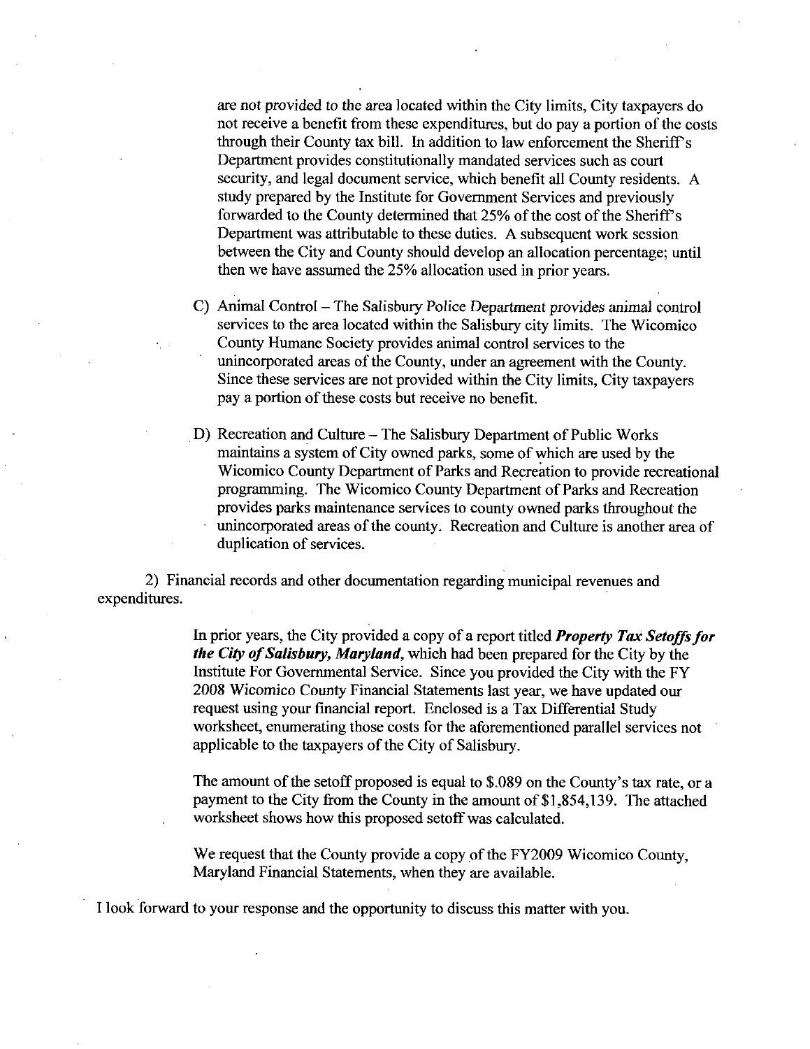are not provided to the area located within the City limits, City taxpayers do not receive a benefit from these expenditures, but do pay a portion of the costs through their County tax bill. In addition to law enforcement the Sheriff's Department provides constitutionally mandated services such as court security, and legal document service, which benefit all County residents. A study prepared by the Institute for Government Services and previously forwarded to the County determined that 25% of the cost of the Sheriff's Department was attributable to these duties. A subsequent work session between the City and County should develop an allocation percentage; until then we have assumed the 25% allocation used in prior years.

C) Animal Control – The Salisbury Police Department provides animal control services to the area located within the Salisbury city limits. The Wicomico County Humane Society provides animal control services to the unincorporated areas of the County, under an agreement with the County. Since these services are not provided within the City limits, City taxpayers pay a portion of these costs but receive no benefit.

D) Recreation and Culture – The Salisbury Department of Public Works maintains a system of City owned parks, some of which are used by the Wicomico County Department of Parks and Recreation to provide recreational programming. The Wicomico County Department of Parks and Recreation provides parks maintenance services to county owned parks throughout the unincorporated areas of the county. Recreation and Culture is another area of duplication of services.

2) Financial records and other documentation regarding municipal revenues and expenditures.

In prior years, the City provided a copy of a report titled ***Property Tax Setoffs for the City of Salisbury, Maryland***, which had been prepared for the City by the Institute For Governmental Service. Since you provided the City with the FY 2008 Wicomico County Financial Statements last year, we have updated our request using your financial report. Enclosed is a Tax Differential Study worksheet, enumerating those costs for the aforementioned parallel services not applicable to the taxpayers of the City of Salisbury.

The amount of the setoff proposed is equal to $.089 on the County's tax rate, or a payment to the City from the County in the amount of $1,854,139. The attached worksheet shows how this proposed setoff was calculated.

We request that the County provide a copy of the FY2009 Wicomico County, Maryland Financial Statements, when they are available.

I look forward to your response and the opportunity to discuss this matter with you.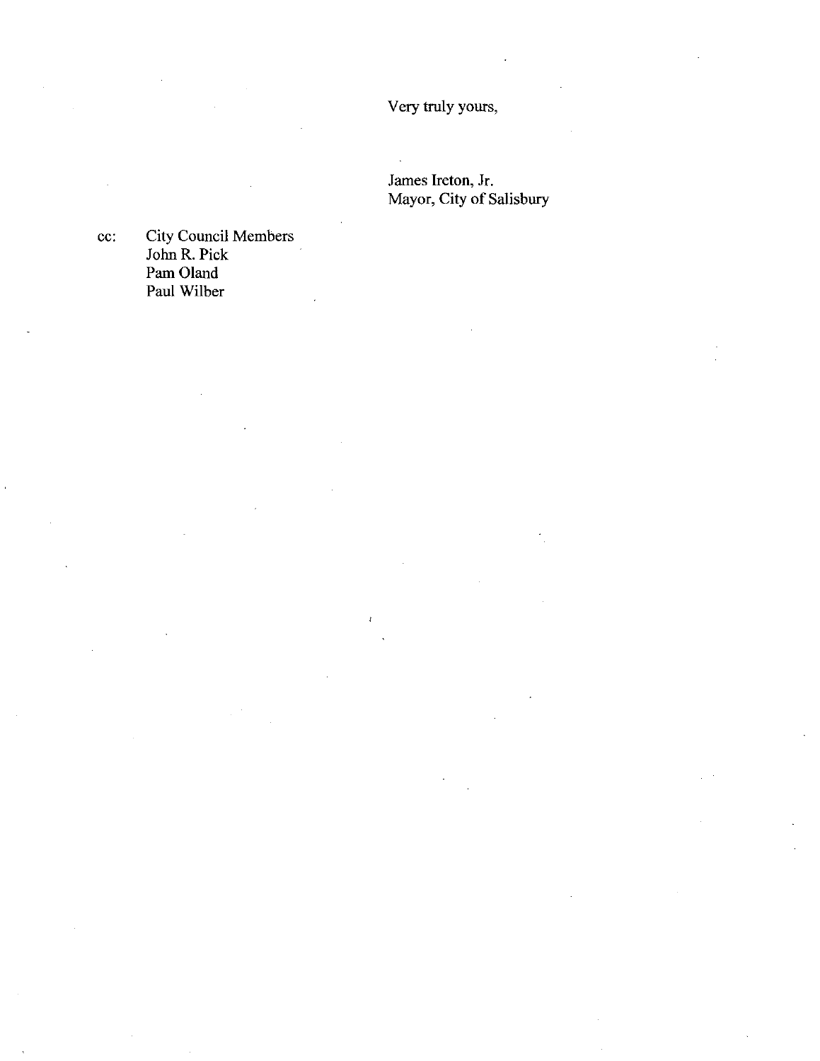Very truly yours,

James Ireton, Jr.
Mayor, City of Salisbury

cc: City Council Members
John R. Pick
Pam Oland
Paul Wilber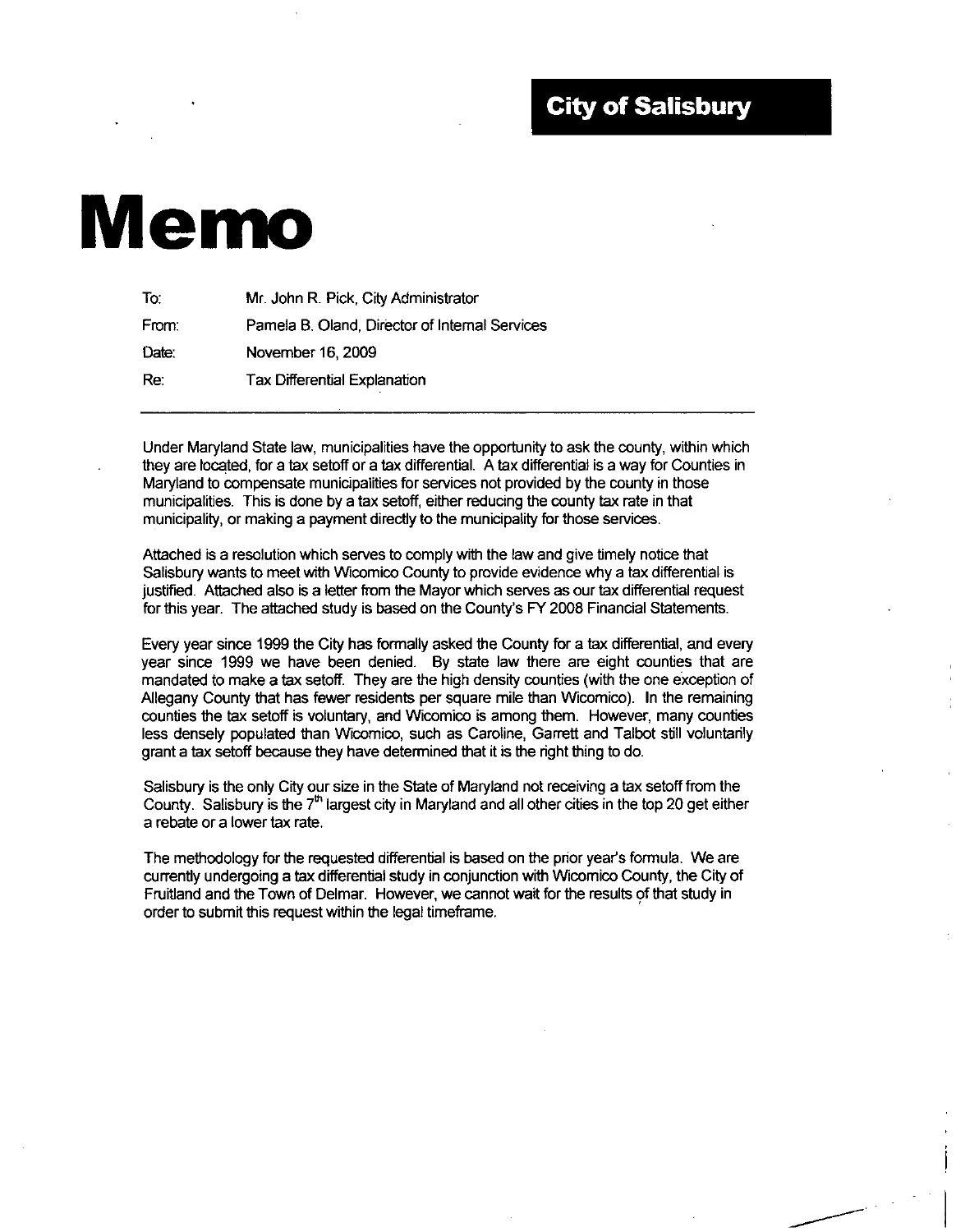**City of Salisbury**

# Memo

To: Mr. John R. Pick, City Administrator

From: Pamela B. Oland, Director of Internal Services

Date: November 16, 2009

Re: Tax Differential Explanation

---

Under Maryland State law, municipalities have the opportunity to ask the county, within which they are located, for a tax setoff or a tax differential. A tax differential is a way for Counties in Maryland to compensate municipalities for services not provided by the county in those municipalities. This is done by a tax setoff, either reducing the county tax rate in that municipality, or making a payment directly to the municipality for those services.

Attached is a resolution which serves to comply with the law and give timely notice that Salisbury wants to meet with Wicomico County to provide evidence why a tax differential is justified. Attached also is a letter from the Mayor which serves as our tax differential request for this year. The attached study is based on the County's FY 2008 Financial Statements.

Every year since 1999 the City has formally asked the County for a tax differential, and every year since 1999 we have been denied. By state law there are eight counties that are mandated to make a tax setoff. They are the high density counties (with the one exception of Allegany County that has fewer residents per square mile than Wicomico). In the remaining counties the tax setoff is voluntary, and Wicomico is among them. However, many counties less densely populated than Wicomico, such as Caroline, Garrett and Talbot still voluntarily grant a tax setoff because they have determined that it is the right thing to do.

Salisbury is the only City our size in the State of Maryland not receiving a tax setoff from the County. Salisbury is the 7th largest city in Maryland and all other cities in the top 20 get either a rebate or a lower tax rate.

The methodology for the requested differential is based on the prior year's formula. We are currently undergoing a tax differential study in conjunction with Wicomico County, the City of Fruitland and the Town of Delmar. However, we cannot wait for the results of that study in order to submit this request within the legal timeframe.